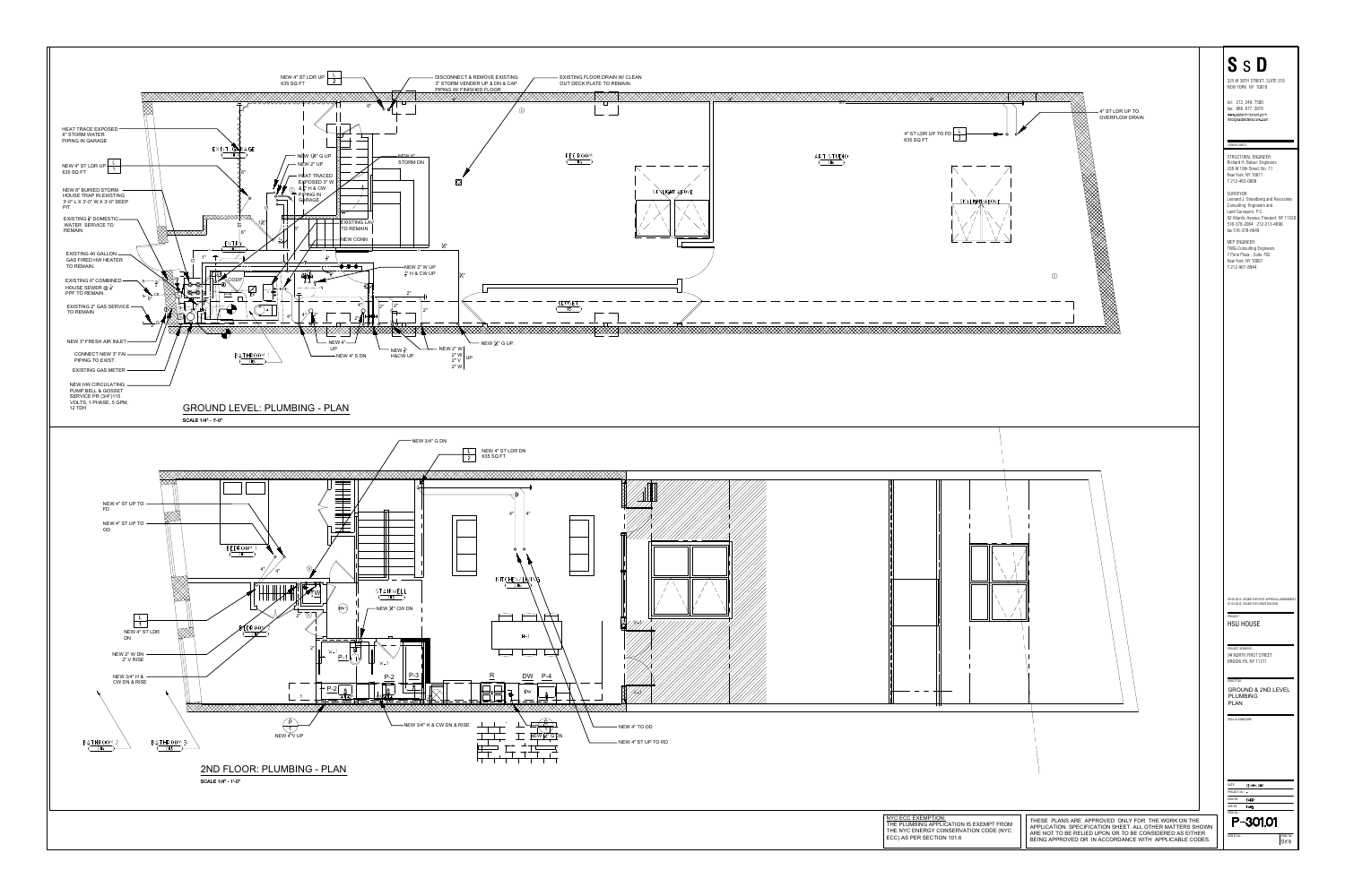# GROUND LEVEL: PLUMBING - PLAN

SCALE 1/4" - 1'-0"

- NEW 4" ST LDR UP 635 SQ FT [1/2]
- DISCONNECT & REMOVE EXISTING 3" STORM VENDER UP & DN & CAP PIPING W/ FINISHED FLOOR.
- EXISTING FLOOR DRAIN W/ CLEAN OUT DECK PLATE TO REMAIN.
- 4" ST LDR UP TO OVERFLOW DRAIN
- 4" ST LDR UP TO FD 635 SQ FT [1/3]
- HEAT TRACE EXPOSED 6" STORM WATER PIPING IN GARAGE
- NEW 4" ST LDR UP 635 SQ FT [1/1]
- NEW 6" BURIED STORM HOUSE TRAP IN EXISTING 3'-0" L X 3'-0" W X 3'-0" DEEP PIT
- EXISTING 2" DOMESTIC WATER SERVICE TO REMAIN
- EXISTING 40 GALLON GAS FIRED HW HEATER TO REMAIN.
- EXISTING 6" COMBINED HOUSE SEWER @ 1/8" PPF TO REMAIN.
- EXISTING 2" GAS SERVICE TO REMAIN
- NEW 3" FRESH AIR INLET
- CONNECT NEW 3" FAI PIPING TO EXIST.
- EXISTING GAS METER
- NEW HW CIRCULATING PUMP BELL & GOSSET SERVICE PR (3/4") 115 VOLTS, 1 PHASE, 5 GPM, 12 TDH
- NEW 3/4" G UP
- NEW 2" UP
- HEAT TRACED EXPOSED 3" W & 3/4" H & CW PIPING IN GARAGE
- NEW 6" STORM DN
- EXISTING LAV TO REMAIN
- NEW CONN
- NEW 2" W UP 3/4" H & CW UP
- NEW 4" UP
- NEW 4" S DN
- NEW 3/4" H&CW UP
- NEW 2" W UP, 2" W, 2" V, 2" W
- NEW 3/4" G UP.

EXIST. GARAGE, ENTRY, BATHROOM 1, REC ROOM, CLOSET, ART STUDIO, SKYLIGHT ABOVE

# 2ND FLOOR: PLUMBING - PLAN

SCALE 1/4" - 1'-0"

- NEW 3/4" G DN
- NEW 4" ST LDR DN 635 SQ FT [L/2]
- NEW 4" ST UP TO FD
- NEW 4" ST UP TO OD
- NEW 4" ST LDR DN [L/1]
- NEW 2" W DN 2" V RISE
- NEW 3/4" H & CW DN & RISE
- NEW 3/4" CW DN
- NEW 4" V UP
- NEW 3/4" H & CW DN & RISE
- NEW 4" TO OD
- NEW 4" ST UP TO RD

BEDROOM 1, BEDROOM 2, STAIRWELL, KITCHEN/LIVING, BATHROOM 2, BATHROOM 3, P-1, P-2, P-3, P-4, R, DW, H-1

NYC ECC EXEMPTION:
THE PLUMBING APPLICATION IS EXEMPT FROM THE NYC ENERGY CONSERVATION CODE (NYC ECC) AS PER SECTION 101.6

THESE PLANS ARE APPROVED ONLY FOR THE WORK ON THE APPLICATION SPECIFICATION SHEET. ALL OTHER MATTERS SHOWN ARE NOT TO BE RELIED UPON OR TO BE CONSIDERED AS EITHER BEING APPROVED OR IN ACCORDANCE WITH APPLICABLE CODES.

**SSD**
325 W 38TH STREET, SUITE 210
NEW YORK, NY 10018
tel: 212 246 7500
fax: 866 677 3876

CONSULTANTS

STRUCTURAL ENGINEER:
Richard H. Bahan, Engineers
226 W 18th Street, No. 11
New York, NY 10011
T 212-463-0808

SURVEYOR:
Leonard J. Strandberg and Associates
Consulting Engineers and Land Surveyors, P.C.
93 Atlantic Avenue, Freeport, NY 11520
516-378-2884 212-213-4890
fax 516-378-6849

MEP ENGINEER:
TMRG Consulting Engineers
7 Penn Plaza - Suite 702
New York, NY 10001
T 212-967-0944

PROJECT: HSU HOUSE

PROJECT ADDRESS: 94 NORTH FIRST STREET BROOKLYN, NY 11211

DRAWING: GROUND & 2ND LEVEL PLUMBING PLAN

DWG No. P-301.01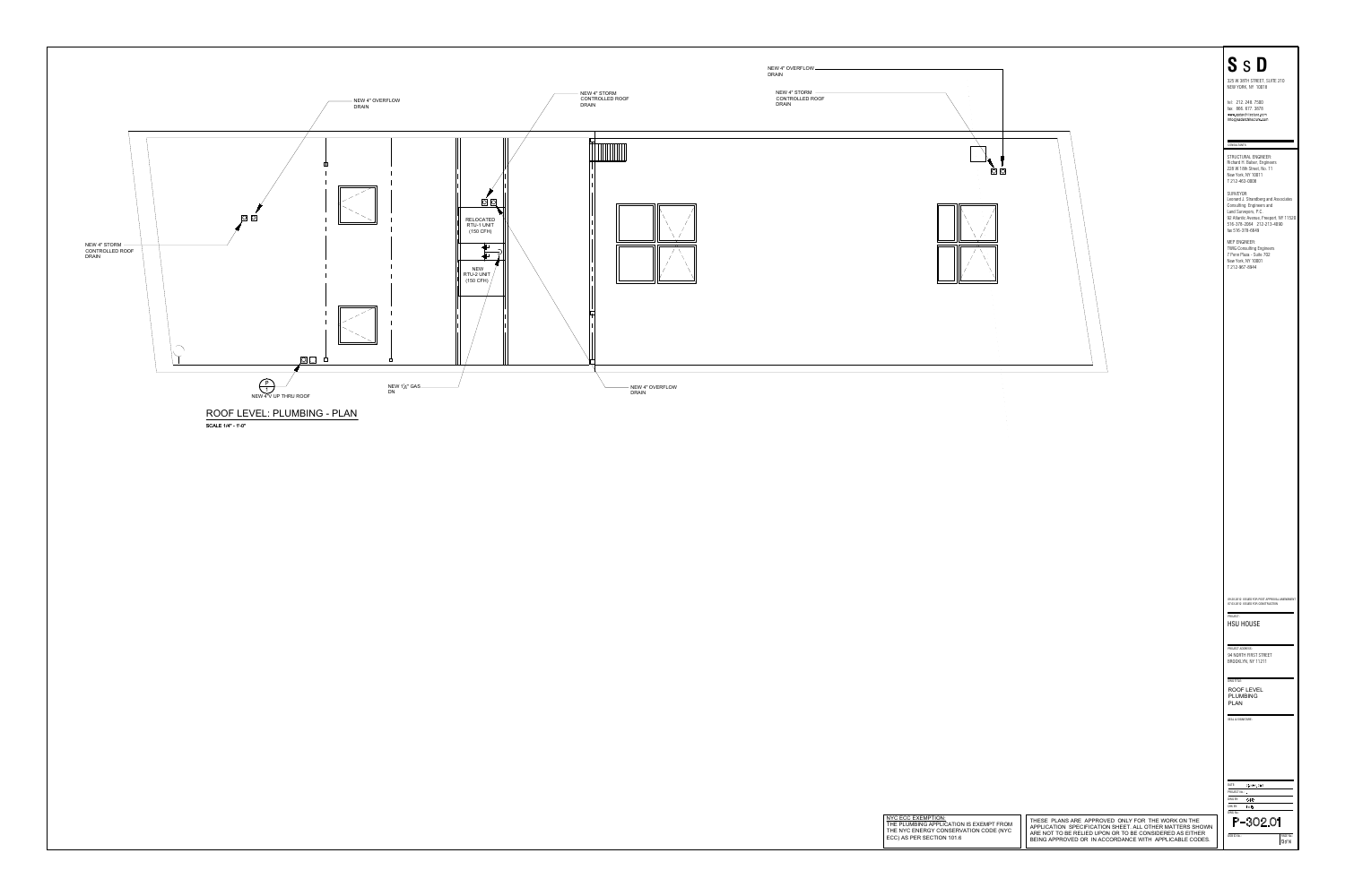NEW 4" OVERFLOW DRAIN

NEW 4" STORM CONTROLLED ROOF DRAIN

NEW 4" STORM CONTROLLED ROOF DRAIN

NEW 4" OVERFLOW DRAIN

NEW 4" STORM CONTROLLED ROOF DRAIN

RELOCATED RTU-1 UNIT (150 CFH)

NEW RTU-2 UNIT (150 CFH)

NEW 4"V UP THRU ROOF

NEW 1¼" GAS DN

NEW 4" OVERFLOW DRAIN

## ROOF LEVEL: PLUMBING - PLAN

**SCALE 1/4" - 1'-0"**

NYC ECC EXEMPTION:
THE PLUMBING APPLICATION IS EXEMPT FROM THE NYC ENERGY CONSERVATION CODE (NYC ECC) AS PER SECTION 101.6

THESE PLANS ARE APPROVED ONLY FOR THE WORK ON THE APPLICATION SPECIFICATION SHEET. ALL OTHER MATTERS SHOWN ARE NOT TO BE RELIED UPON OR TO BE CONSIDERED AS EITHER BEING APPROVED OR IN ACCORDANCE WITH APPLICABLE CODES.

**S S D**

325 W 38TH STREET, SUITE 210
NEW YORK, NY 10018

tel: 212 244 7500
fax: 866 617 3876
www.ssdarchitecture.com

CONSULTANTS:

STRUCTURAL ENGINEER:
Richard H. Balser, Engineers
228 W 18th Street, No. 11
New York, NY 10011
T 212-463-0808

SURVEYOR:
Leonard J. Strandberg and Associates
Consulting Engineers and
Land Surveyors, P.C.
92 Atlantic Avenue, Freeport, NY 11520
516-378-2684 212-213-4890
fax 516-378-6649

MEP ENGINEER:
TMRG Consulting Engineers
7 Penn Plaza - Suite 702
New York, NY 10001
T 212-967-6944

ISSUED FOR POST APPROVAL AMENDMENT
ISSUED FOR CONSTRUCTION

PROJECT:
HSU HOUSE

PROJECT ADDRESS:
94 NORTH FIRST STREET
BROOKLYN, NY 11211

DRAWING TITLE:
ROOF LEVEL PLUMBING PLAN

SEAL & SIGNATURE:

DATE
PROJECT No.
DRAWN: SSD
CHK'D BY:
DWG No.

P-302.01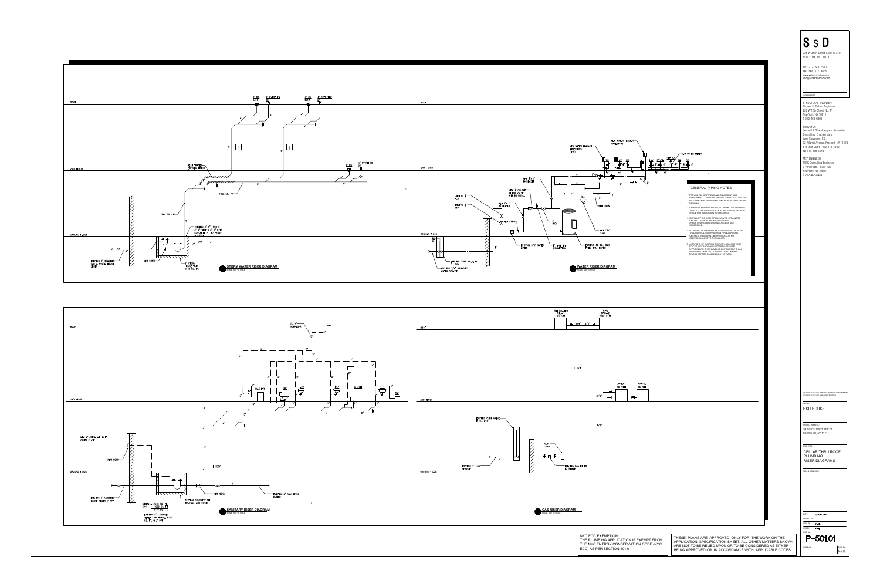## STORM WATER RISER DIAGRAM

ROOF

4" RD DOME · 4" OVERFLOW DS

4" RD DOME · 4" OVERFLOW DS

2ND FLOOR

HEAT TRACED EXPOSED PIPING

4" RD · 4" OVERFLOW DS

1190 SQ. FT

2540 SQ. FT

EXISTING 3'-0" LONG X 2'-0" WIDE X 3'-6" DEEP CONCRETE PIT W/ FRAME & COVER

GROUND FLOOR

EXISTING 6" COMBINED SAN & STORM HOUSE SEWER

NEW CONN

4" STORM HOUSE TRAP 2540 SQ. FT

## WATER RISER DIAGRAM

ROOF

NEW WATER HAMMER ARRESTOR

NEW WATER HAMMER ARRESTORS (TYP)

NEW WATER FILTER

2ND FLOOR

NEW 2"x1" REDUCER

NEW 2" DOUBLE CHECK VALVE W/ PRV MODEL

EXISTING 2" HCV

EXISTING 2" HCV

NEW 2"x1" REDUCER

NEW CONN

1" HCV

NEW CONN

NEW CIRC PUMP

GROUND FLOOR

EXISTING CURB VALVE IN C.I. BOX

EXISTING 2-1/2" DOMESTIC WATER SERVICE

EXISTING 1-1/2" WATER METER

2" NEW TEE CONNECTION

EXISTING 40 GAL GAS FIRED H.W. HEATER

### GENERAL PIPING NOTES

1. PROVIDE ALL MATERIALS AND EQUIPMENT AND PERFORM ALL LABOR REQUIRED TO INSTALL COMPLETE AND OPERABLE PIPING SYSTEMS AS INDICATED ON THE DRAWINGS.
2. UNLESS OTHERWISE NOTED, ALL PIPING IS OVERHEAD, TIGHT TO THE UNDERSIDE OF STRUCTURE/SLAB, WITH SPACE FOR INSULATION AS SPECIFIED.
3. INSTALL PIPING SO THAT ALL VALVES, STRAINERS, UNIONS, TRAPS, FLANGES AND OTHER APPURTENANCES REQUIRING ACCESS ARE ACCESSIBLE.
4. ALL PIPING WORK SHALL BE COORDINATED WITH ALL TRADES SHOULD OFFSETS IN PIPING AROUND OBSTRUCTIONS SHALL BE PROVIDED AT NO ADDITIONAL COST TO THE OWNER.
5. LOCATIONS OF EXISTING SANITARY SOIL AND VENT STACKS, HOT AND COLD WATER RISERS ARE APPROXIMATE. THE PLUMBING CONTRACTOR SHALL FIELD VERIFY EXACT LOCATIONS OF PLUMBING STACKS BEFORE COMMENCING HIS WORK.

## SANITARY RISER DIAGRAM

ROOF

3"x 4" INCREASER · 4" VTR

2ND FLOOR

BATHTUB · WC · LAV · LAV · K. SINK · DW

NEW 4" FRESH AIR INLET OUTLET PLATE

NEW CONN

GROUND FLOOR

4" CLEANOUT

EXISTING 6" COMBINED HOUSE SEWER 6" PIPE

STORM = 2540 SQ. FT
SAN = 1000 SQ. FT
3540 SQ. FT

EXISTING 6" COMBINED SEWER SAN MANUAL 8100 SQ. FT. @ 6" PIPE

EXISTING CONCRETE PIT W/FRAME AND COVER

EXISTING 4" SAN PIPING BURIED

## GAS RISER DIAGRAM

RELOCATED BOILER 150 CFH · NEW BOILER 150 CFH

ROOF

1 1/4"

DRYER 35 CFH · RANGE 65 CFH

2ND FLOOR

EXISTING CURB VALVE IN C.I. BOX

NEW CONN

EXISTING 2" GAS SERVICE

EXISTING GAS METER TO REMAIN

GROUND FLOOR

NYC ECC EXEMPTION:
THE PLUMBING APPLICATION IS EXEMPT FROM THE NYC ENERGY CONSERVATION CODE (NYC ECC) AS PER SECTION 101.6

THESE PLANS ARE APPROVED ONLY FOR THE WORK ON THE APPLICATION SPECIFICATION SHEET. ALL OTHER MATTERS SHOWN ARE NOT TO BE RELIED UPON OR TO BE CONSIDERED AS EITHER BEING APPROVED OR IN ACCORDANCE WITH APPLICABLE CODES.

---

**S S D**
325 W 38TH STREET, SUITE 310
NEW YORK, NY 10018

tel: 212 244 7500
fax: 866 677 3876
www.ssdarchitecture.com

CONSULTANTS:

STRUCTURAL ENGINEER:
Richard H. Baker, Engineers
228 W 18th Street, No. 11
New York, NY 10011
T 212-463-0008

SURVEYOR:
Leonard J. Strandberg and Associates
Consulting Engineers and
Land Surveyors, P.C.
92 Atlantic Avenue, Freeport, NY 11520
516-378-2664 212-213-4890
fax 516-378-6649

MEP ENGINEER:
TMG Consulting Engineers
7 Penn Plaza - Suite 702
New York, NY 10001
T 212-967-0944

ISSUED FOR POST APPROVAL AMENDMENT
ISSUED FOR CONSTRUCTION

PROJECT:
HSU HOUSE

PROJECT ADDRESS:
94 NORTH FIRST STREET
BROOKLYN, NY 11211

SHEET TITLE:
CELLAR THRU ROOF PLUMBING RISER DIAGRAMS

SEAL & SIGNATURE:

P-501.01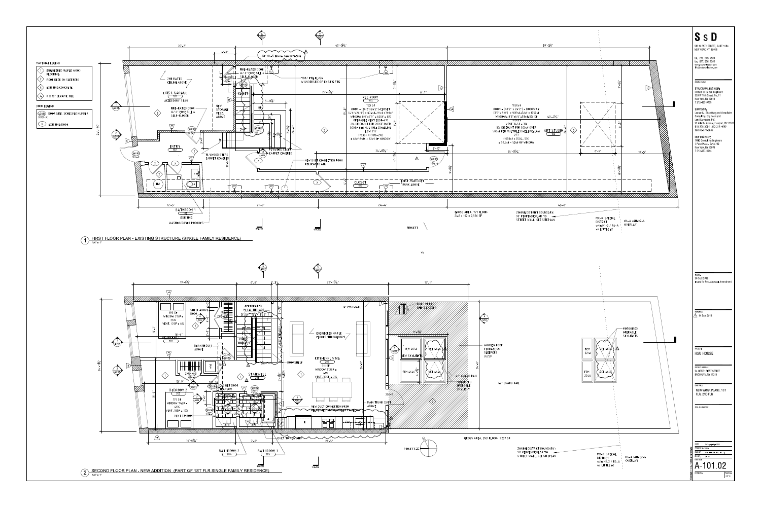MATERIAL LEGEND

1 ENGINEERED MAPLE WOOD FLOORING
2 ROOF DECK ON SLEEPERS
3 EXISTING CONCRETE
4 6 X 15" CERAMIC TILE

DOOR LEGEND

DOOR SIZE, SCHEDULE NUMBER

X EXISTING DOOR

## 1 FIRST FLOOR PLAN - EXISTING STRUCTURE (SINGLE FAMILY RESIDENCE)

1/4" = 1'

2HR RATED CEILING ABOVE

EXIST. GARAGE 101 ACCESSORY 1 CAR

FIRE-RATED DOOR W/ 6" CONC SILL & SELF-CLOSER

NEW STORAGE MEZZ. ABOVE

ENTRY 102

PLYWOOD STEPS CARPET COVERED

BATHROOM 1 EXISTING WASHER/DRYER HOOKUPS

TOP OF FTG FLUSH W/ UNDERSIDE OF EXIST'G FTG

REC ROOM 104 765 SF
ROOM = (24'2"x24'3") - CLOSET (4'6"x24'9") = 474sf - 11sf = 765sf
WINDOW 8'0"x7'9" = 62sf = 8%
OPERABLE VENT 32sf = 4%
2% DISCOUNT FOR 200SF OVER 500SF PER MULTIPLE DWELLING LAW 277
(765sf X (10% - 2%)) = 61sf REQ. = 62sf OF WINDOW

NEW DUCT CONNECTION FROM RELOCATED AHU

CLOSET 105

EXIST'G DUCT TRUNK ABOVE

ART STUDIO 106
1050sf
ROOM = (40'3" x 24'2") - DOORWAY (3'6" x 9'0") = 1019sf + 31sf = 1050sf
WINDOW = 8'3"x6'9" = 53sf = 5% OF 1050sf
VENT 34SF = 3%
5% DISCOUNT FOR 500sf OVER 500sf PER MULTIPLE DWELLING LAW 277
(1050sf X (10% - 5%)) = 52.5sf = 53sf OF WINDOW

GROSS AREA, 1ST FLOOR: 24.8 x 102 = 2,526 SF

ZONING DISTRICT BOUNDARY: 90' PERPENDICULAR TO STREET WALL, SEE SITEPLAN

MX-8 SPECIAL DISTRICT W/ M1-2 / R6-A W/ LITTLE e7

R6-A WITH C2-4 OVERLAY

PROJECT

## 2 SECOND FLOOR PLAN - NEW ADDITION (PART OF 1ST FLR SINGLE FAMILY RESIDENCE)

1/4" = 1'

195 SF WINDOW 51SF = 26% VENT. 12SF = 6%

BEDROOM 1 201

SHELF ABOVE DOOR

BRANCH DUCT ABOVE

BEDROOM 2 202
179 SF WINDOW 74SF = 41% VENT. 18SF = 10%
VENT TO ROOF

CABINET DOOR TRANSOM

PERFORATED METAL TREADS

PERFORATED METAL TREADS

STAIRWELL 203

8" CMU WALL

ENGINEERED MAPLE FLOORS THROUGHOUT

BOOKSHELF

KITCHEN/LIVING 206
511 SF
WINDOW 213SF = 41%
VENT. 39SF = 7%

NEW DUCT CONNECTION FROM RELOCATED AHU & EXIST'G DUCT TRUNK BELOW

MAIN TRUNK DUCT ABOVE

DUCT TO NEW AHU

BATHROOM 2 204

BATHROOM 3 205

FIXED METAL SHIP'S LADDER

NEW SKYLIGHT

WOODEN ROOF TERRACE ON SLEEPERS 262SF

42" GUARD RAIL

MOTORIZED OPERABLE SKYLIGHT

42" GUARD RAIL

MOTORIZED OPERABLE SKYLIGHTS

GROSS AREA, 2ND FLOOR: 1,257 SF

ZONING DISTRICT BOUNDARY: 90' PERPENDICULAR TO STREET WALL, SEE SITEPLAN

MX-8 SPECIAL DISTRICT W/ M1-2 / R6-A W/ LITTLE e7

R6-A WITH C2-4 OVERLAY

PROJECT

---

**S s D**

SSD W 39TH STREET, SUITE 1504
NEW YORK, NY 10018

tel. 212.349.7500
fax 877.576.5000

CONSULTANTS

STRUCTURAL ENGINEER:
Richard H. Bafton Engineers
230 W 15th Street, No. 11
New York, NY 10011

SURVEYOR:
Leonard J. Strandberg and Associates
Consulting Engineers and Land Surveyors, P.C.
Freeport, NY 11520

MEP ENGINEER:
TMNG Consulting Engineers
New York, NY

ISSUES:
20 Sept 2012
Issued for Post-Approval Amendment

REVISIONS:
1 14 Sept 2012

PROJECT:
HSU HOUSE

PROJECT ADDRESS:
94 NORTH FIRST STREET
BROOKLYN, NY 11211

DRAWING:
NEW WORK PLANS, 1ST FLR, 2ND FLR

A-101.02